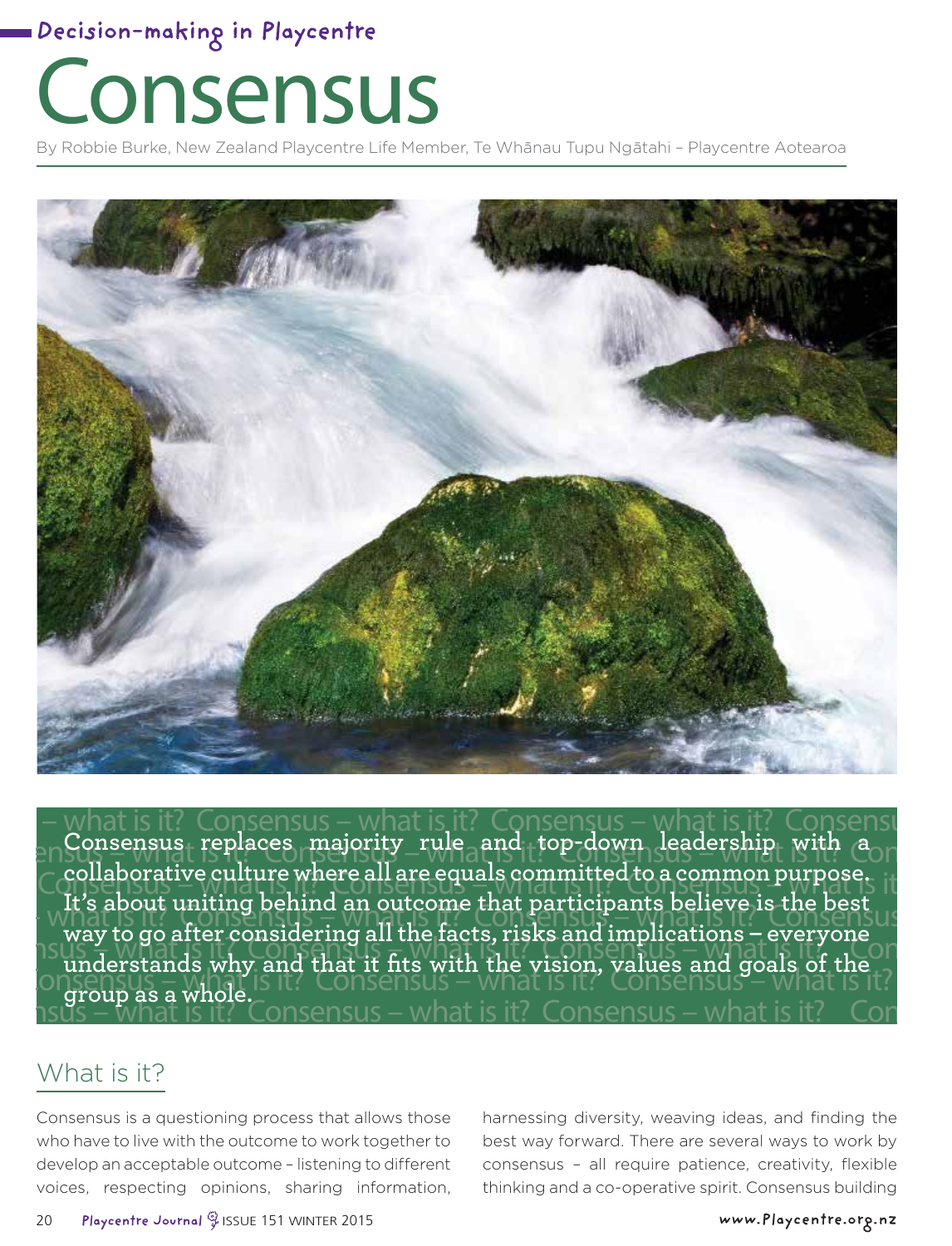Decision-making in Playcentre

# Consensus

By Robbie Burke, New Zealand Playcentre Life Member, Te Whānau Tupu Ngātahi – Playcentre Aotearoa

**Consensus replaces majority rule and top-down leadership with a collaborative culture where all are equals committed to a common purpose. It's about uniting behind an outcome that participants believe is the best way to go after considering all the facts, risks and implications – everyone understands why and that it fits with the vision, values and goals of the group as a whole.**

## What is it?

Consensus is a questioning process that allows those who have to live with the outcome to work together to develop an acceptable outcome – listening to different voices, respecting opinions, sharing information, harnessing diversity, weaving ideas, and finding the best way forward. There are several ways to work by consensus – all require patience, creativity, flexible thinking and a co-operative spirit. Consensus building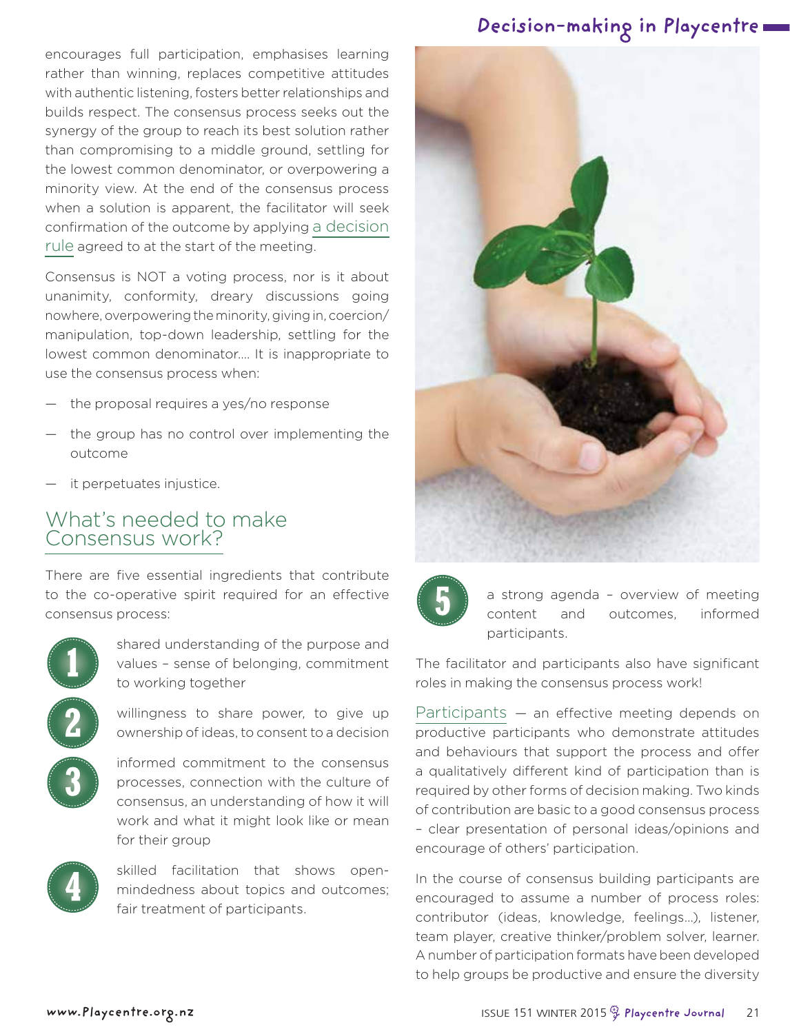encourages full participation, emphasises learning rather than winning, replaces competitive attitudes with authentic listening, fosters better relationships and builds respect. The consensus process seeks out the synergy of the group to reach its best solution rather than compromising to a middle ground, settling for the lowest common denominator, or overpowering a minority view. At the end of the consensus process when a solution is apparent, the facilitator will seek confirmation of the outcome by applying a decision rule agreed to at the start of the meeting.

Consensus is NOT a voting process, nor is it about unanimity, conformity, dreary discussions going nowhere, overpowering the minority, giving in, coercion/manipulation, top-down leadership, settling for the lowest common denominator.... It is inappropriate to use the consensus process when:

- the proposal requires a yes/no response
- the group has no control over implementing the outcome
- it perpetuates injustice.

## What's needed to make Consensus work?

There are five essential ingredients that contribute to the co-operative spirit required for an effective consensus process:

1. shared understanding of the purpose and values – sense of belonging, commitment to working together
2. willingness to share power, to give up ownership of ideas, to consent to a decision
3. informed commitment to the consensus processes, connection with the culture of consensus, an understanding of how it will work and what it might look like or mean for their group
4. skilled facilitation that shows open-mindedness about topics and outcomes; fair treatment of participants.
5. a strong agenda – overview of meeting content and outcomes, informed participants.

The facilitator and participants also have significant roles in making the consensus process work!

Participants — an effective meeting depends on productive participants who demonstrate attitudes and behaviours that support the process and offer a qualitatively different kind of participation than is required by other forms of decision making. Two kinds of contribution are basic to a good consensus process – clear presentation of personal ideas/opinions and encourage of others' participation.

In the course of consensus building participants are encouraged to assume a number of process roles: contributor (ideas, knowledge, feelings...), listener, team player, creative thinker/problem solver, learner. A number of participation formats have been developed to help groups be productive and ensure the diversity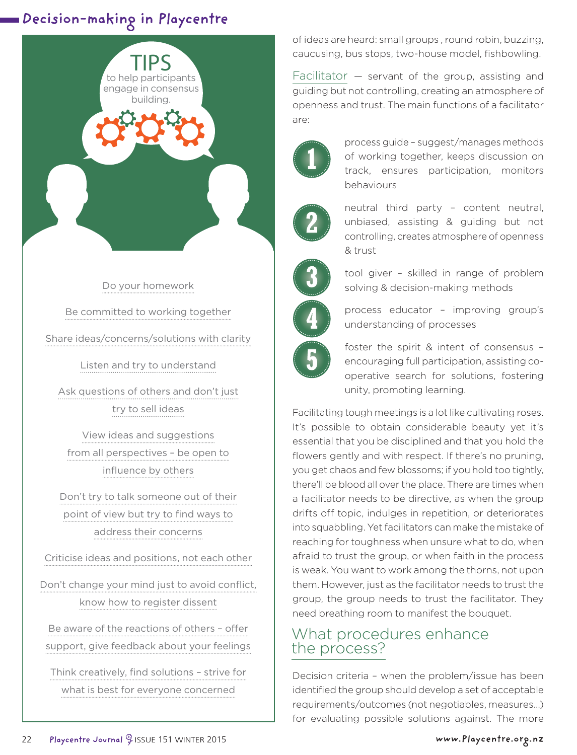## TIPS to help participants engage in consensus building.

- Do your homework
- Be committed to working together
- Share ideas/concerns/solutions with clarity
- Listen and try to understand
- Ask questions of others and don't just try to sell ideas
- View ideas and suggestions from all perspectives – be open to influence by others
- Don't try to talk someone out of their point of view but try to find ways to address their concerns
- Criticise ideas and positions, not each other
- Don't change your mind just to avoid conflict, know how to register dissent
- Be aware of the reactions of others – offer support, give feedback about your feelings
- Think creatively, find solutions – strive for what is best for everyone concerned

of ideas are heard: small groups , round robin, buzzing, caucusing, bus stops, two-house model, fishbowling.

Facilitator — servant of the group, assisting and guiding but not controlling, creating an atmosphere of openness and trust. The main functions of a facilitator are:

1. process guide – suggest/manages methods of working together, keeps discussion on track, ensures participation, monitors behaviours
2. neutral third party – content neutral, unbiased, assisting & guiding but not controlling, creates atmosphere of openness & trust
3. tool giver – skilled in range of problem solving & decision-making methods
4. process educator – improving group's understanding of processes
5. foster the spirit & intent of consensus – encouraging full participation, assisting co-operative search for solutions, fostering unity, promoting learning.

Facilitating tough meetings is a lot like cultivating roses. It's possible to obtain considerable beauty yet it's essential that you be disciplined and that you hold the flowers gently and with respect. If there's no pruning, you get chaos and few blossoms; if you hold too tightly, there'll be blood all over the place. There are times when a facilitator needs to be directive, as when the group drifts off topic, indulges in repetition, or deteriorates into squabbling. Yet facilitators can make the mistake of reaching for toughness when unsure what to do, when afraid to trust the group, or when faith in the process is weak. You want to work among the thorns, not upon them. However, just as the facilitator needs to trust the group, the group needs to trust the facilitator. They need breathing room to manifest the bouquet.

## What procedures enhance the process?

Decision criteria – when the problem/issue has been identified the group should develop a set of acceptable requirements/outcomes (not negotiables, measures...) for evaluating possible solutions against. The more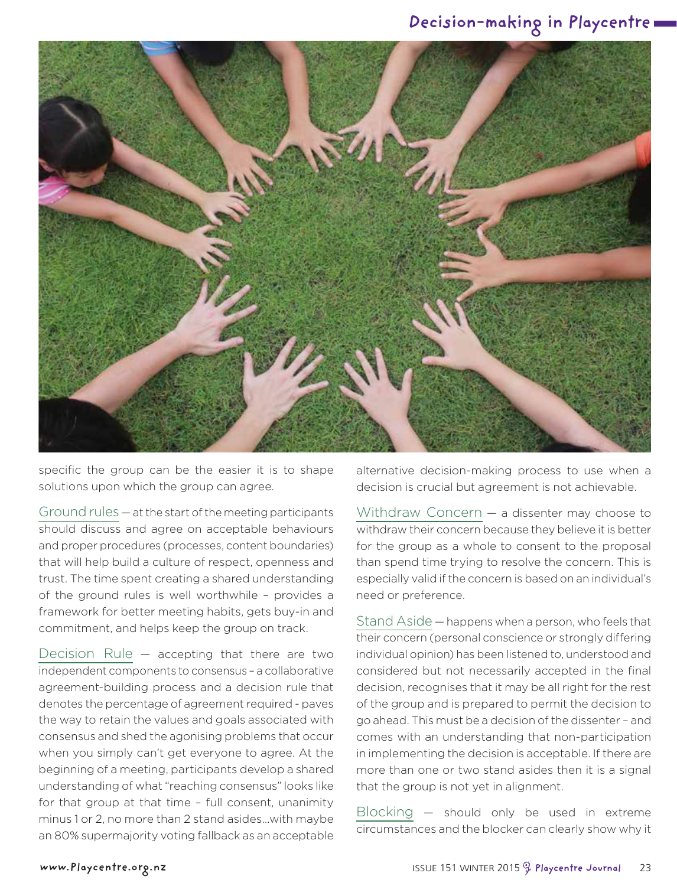specific the group can be the easier it is to shape solutions upon which the group can agree.

Ground rules — at the start of the meeting participants should discuss and agree on acceptable behaviours and proper procedures (processes, content boundaries) that will help build a culture of respect, openness and trust. The time spent creating a shared understanding of the ground rules is well worthwhile – provides a framework for better meeting habits, gets buy-in and commitment, and helps keep the group on track.

Decision Rule — accepting that there are two independent components to consensus – a collaborative agreement-building process and a decision rule that denotes the percentage of agreement required - paves the way to retain the values and goals associated with consensus and shed the agonising problems that occur when you simply can't get everyone to agree. At the beginning of a meeting, participants develop a shared understanding of what "reaching consensus" looks like for that group at that time – full consent, unanimity minus 1 or 2, no more than 2 stand asides...with maybe an 80% supermajority voting fallback as an acceptable alternative decision-making process to use when a decision is crucial but agreement is not achievable.

Withdraw Concern — a dissenter may choose to withdraw their concern because they believe it is better for the group as a whole to consent to the proposal than spend time trying to resolve the concern. This is especially valid if the concern is based on an individual's need or preference.

Stand Aside — happens when a person, who feels that their concern (personal conscience or strongly differing individual opinion) has been listened to, understood and considered but not necessarily accepted in the final decision, recognises that it may be all right for the rest of the group and is prepared to permit the decision to go ahead. This must be a decision of the dissenter – and comes with an understanding that non-participation in implementing the decision is acceptable. If there are more than one or two stand asides then it is a signal that the group is not yet in alignment.

Blocking — should only be used in extreme circumstances and the blocker can clearly show why it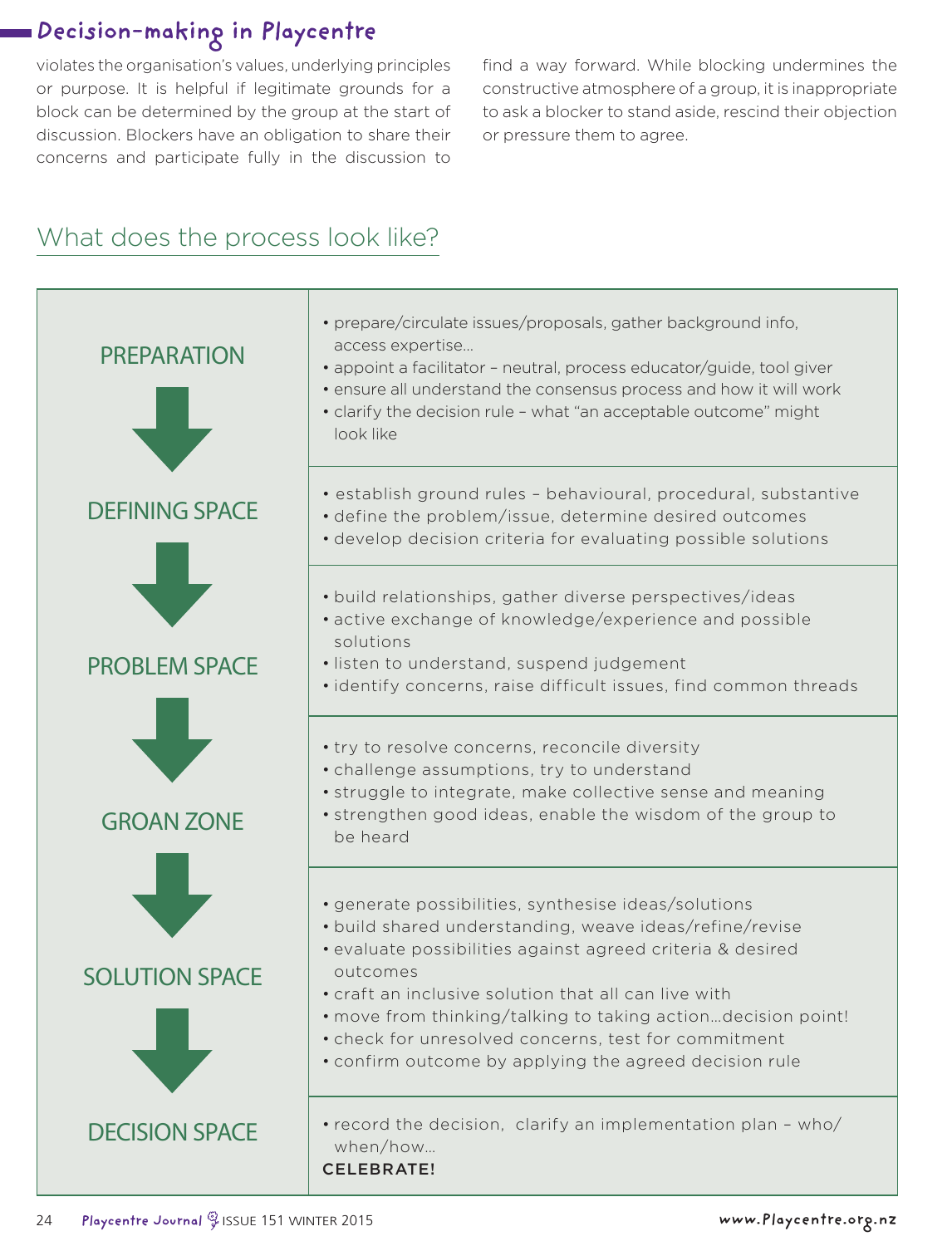violates the organisation's values, underlying principles or purpose. It is helpful if legitimate grounds for a block can be determined by the group at the start of discussion. Blockers have an obligation to share their concerns and participate fully in the discussion to find a way forward. While blocking undermines the constructive atmosphere of a group, it is inappropriate to ask a blocker to stand aside, rescind their objection or pressure them to agree.

## What does the process look like?

| Stage | Activities |
|---|---|
| PREPARATION | • prepare/circulate issues/proposals, gather background info, access expertise…<br>• appoint a facilitator – neutral, process educator/guide, tool giver<br>• ensure all understand the consensus process and how it will work<br>• clarify the decision rule – what "an acceptable outcome" might look like |
| DEFINING SPACE | • establish ground rules – behavioural, procedural, substantive<br>• define the problem/issue, determine desired outcomes<br>• develop decision criteria for evaluating possible solutions |
| PROBLEM SPACE | • build relationships, gather diverse perspectives/ideas<br>• active exchange of knowledge/experience and possible solutions<br>• listen to understand, suspend judgement<br>• identify concerns, raise difficult issues, find common threads |
| GROAN ZONE | • try to resolve concerns, reconcile diversity<br>• challenge assumptions, try to understand<br>• struggle to integrate, make collective sense and meaning<br>• strengthen good ideas, enable the wisdom of the group to be heard |
| SOLUTION SPACE | • generate possibilities, synthesise ideas/solutions<br>• build shared understanding, weave ideas/refine/revise<br>• evaluate possibilities against agreed criteria & desired outcomes<br>• craft an inclusive solution that all can live with<br>• move from thinking/talking to taking action…decision point!<br>• check for unresolved concerns, test for commitment<br>• confirm outcome by applying the agreed decision rule |
| DECISION SPACE | • record the decision, clarify an implementation plan – who/when/how…<br>**CELEBRATE!** |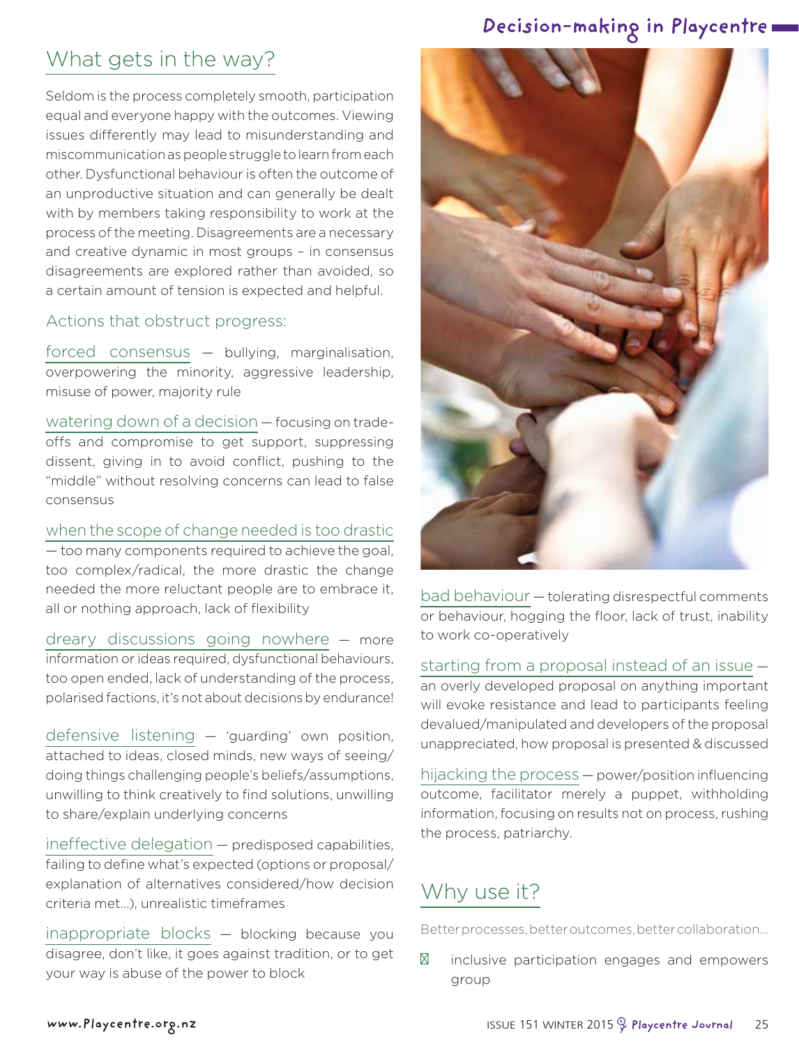## What gets in the way?

Seldom is the process completely smooth, participation equal and everyone happy with the outcomes. Viewing issues differently may lead to misunderstanding and miscommunication as people struggle to learn from each other. Dysfunctional behaviour is often the outcome of an unproductive situation and can generally be dealt with by members taking responsibility to work at the process of the meeting. Disagreements are a necessary and creative dynamic in most groups – in consensus disagreements are explored rather than avoided, so a certain amount of tension is expected and helpful.

### Actions that obstruct progress:

forced consensus — bullying, marginalisation, overpowering the minority, aggressive leadership, misuse of power, majority rule

watering down of a decision — focusing on trade-offs and compromise to get support, suppressing dissent, giving in to avoid conflict, pushing to the "middle" without resolving concerns can lead to false consensus

when the scope of change needed is too drastic — too many components required to achieve the goal, too complex/radical, the more drastic the change needed the more reluctant people are to embrace it, all or nothing approach, lack of flexibility

dreary discussions going nowhere — more information or ideas required, dysfunctional behaviours, too open ended, lack of understanding of the process, polarised factions, it's not about decisions by endurance!

defensive listening — 'guarding' own position, attached to ideas, closed minds, new ways of seeing/doing things challenging people's beliefs/assumptions, unwilling to think creatively to find solutions, unwilling to share/explain underlying concerns

ineffective delegation — predisposed capabilities, failing to define what's expected (options or proposal/explanation of alternatives considered/how decision criteria met...), unrealistic timeframes

inappropriate blocks — blocking because you disagree, don't like, it goes against tradition, or to get your way is abuse of the power to block

bad behaviour — tolerating disrespectful comments or behaviour, hogging the floor, lack of trust, inability to work co-operatively

starting from a proposal instead of an issue — an overly developed proposal on anything important will evoke resistance and lead to participants feeling devalued/manipulated and developers of the proposal unappreciated, how proposal is presented & discussed

hijacking the process — power/position influencing outcome, facilitator merely a puppet, withholding information, focusing on results not on process, rushing the process, patriarchy.

## Why use it?

Better processes, better outcomes, better collaboration...

- inclusive participation engages and empowers group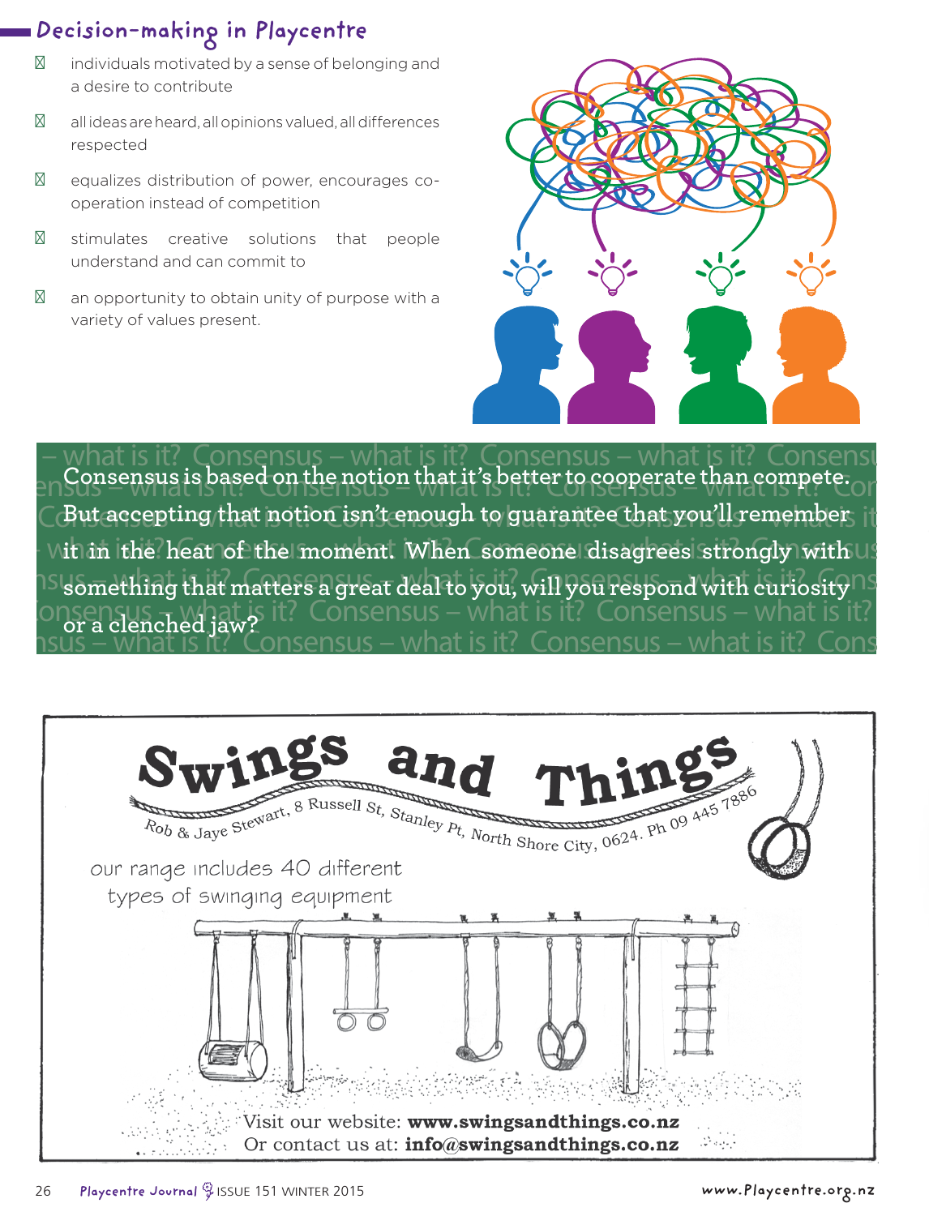## Decision-making in Playcentre

- individuals motivated by a sense of belonging and a desire to contribute
- all ideas are heard, all opinions valued, all differences respected
- equalizes distribution of power, encourages co-operation instead of competition
- stimulates creative solutions that people understand and can commit to
- an opportunity to obtain unity of purpose with a variety of values present.

Consensus is based on the notion that it's better to cooperate than compete. But accepting that notion isn't enough to guarantee that you'll remember it in the heat of the moment. When someone disagrees strongly with something that matters a great deal to you, will you respond with curiosity or a clenched jaw?

# Swings and Things

Rob & Jaye Stewart, 8 Russell St, Stanley Pt, North Shore City, 0624. Ph 09 445 7886

our range includes 40 different types of swinging equipment

Visit our website: **www.swingsandthings.co.nz**
Or contact us at: **info@swingsandthings.co.nz**